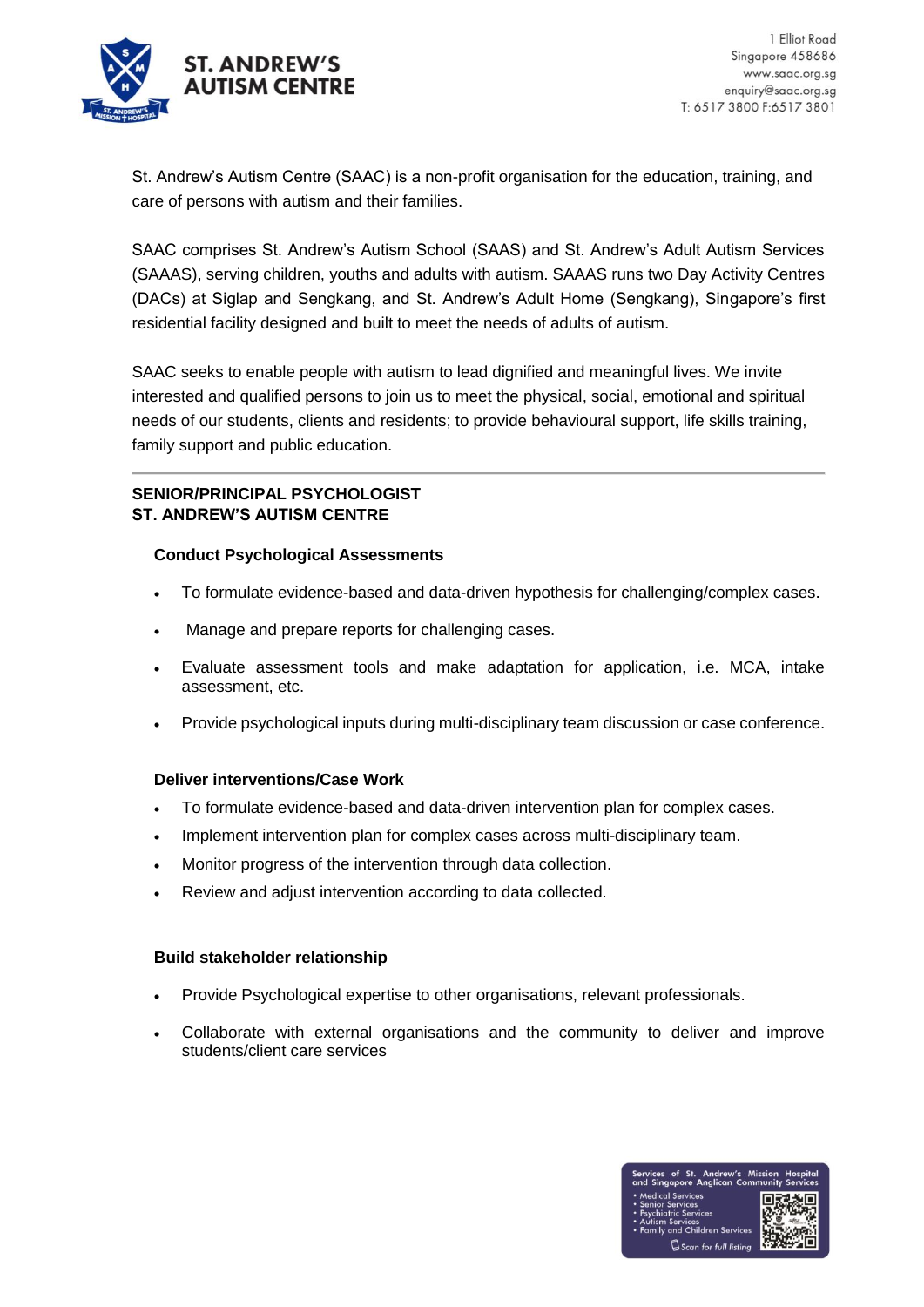**ST. ANDREW'S AUTISM CENTRE**

1 Elliot Road
Singapore 458686
www.saac.org.sg
enquiry@saac.org.sg
T: 6517 3800 F:6517 3801

St. Andrew's Autism Centre (SAAC) is a non-profit organisation for the education, training, and care of persons with autism and their families.

SAAC comprises St. Andrew's Autism School (SAAS) and St. Andrew's Adult Autism Services (SAAAS), serving children, youths and adults with autism. SAAAS runs two Day Activity Centres (DACs) at Siglap and Sengkang, and St. Andrew's Adult Home (Sengkang), Singapore's first residential facility designed and built to meet the needs of adults of autism.

SAAC seeks to enable people with autism to lead dignified and meaningful lives. We invite interested and qualified persons to join us to meet the physical, social, emotional and spiritual needs of our students, clients and residents; to provide behavioural support, life skills training, family support and public education.

---

**SENIOR/PRINCIPAL PSYCHOLOGIST**
**ST. ANDREW'S AUTISM CENTRE**

**Conduct Psychological Assessments**

- To formulate evidence-based and data-driven hypothesis for challenging/complex cases.
- Manage and prepare reports for challenging cases.
- Evaluate assessment tools and make adaptation for application, i.e. MCA, intake assessment, etc.
- Provide psychological inputs during multi-disciplinary team discussion or case conference.

**Deliver interventions/Case Work**

- To formulate evidence-based and data-driven intervention plan for complex cases.
- Implement intervention plan for complex cases across multi-disciplinary team.
- Monitor progress of the intervention through data collection.
- Review and adjust intervention according to data collected.

**Build stakeholder relationship**

- Provide Psychological expertise to other organisations, relevant professionals.
- Collaborate with external organisations and the community to deliver and improve students/client care services

Services of St. Andrew's Mission Hospital and Singapore Anglican Community Services
- Medical Services
- Senior Services
- Psychiatric Services
- Autism Services
- Family and Children Services

Scan for full listing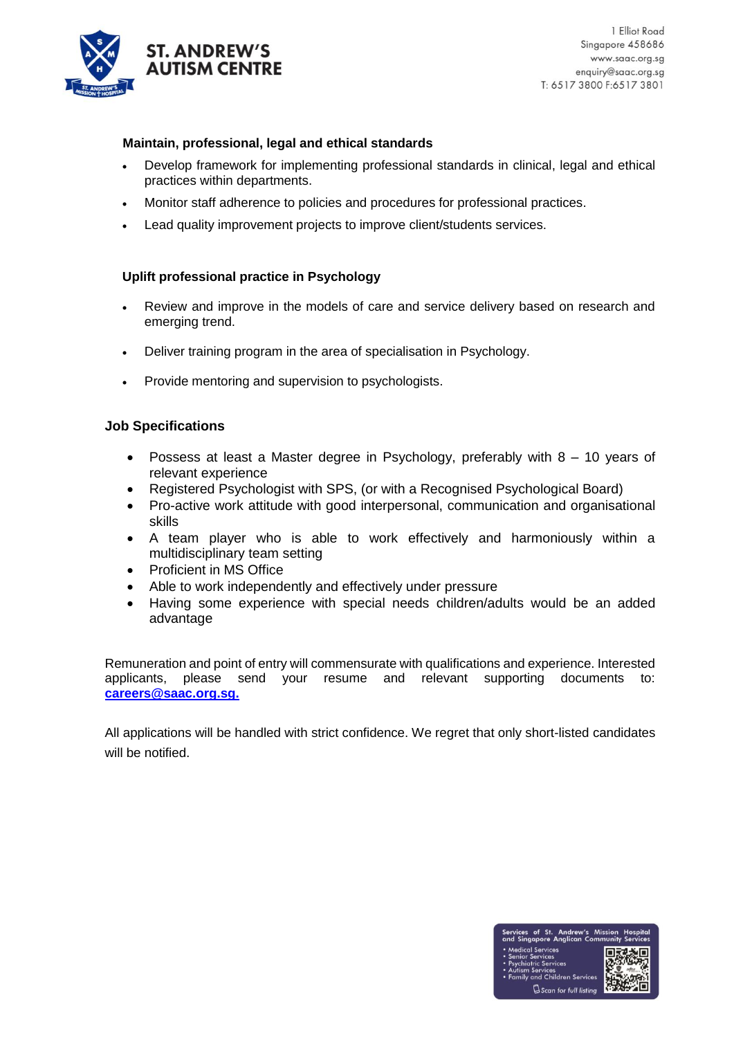**Maintain, professional, legal and ethical standards**

- Develop framework for implementing professional standards in clinical, legal and ethical practices within departments.
- Monitor staff adherence to policies and procedures for professional practices.
- Lead quality improvement projects to improve client/students services.

**Uplift professional practice in Psychology**

- Review and improve in the models of care and service delivery based on research and emerging trend.
- Deliver training program in the area of specialisation in Psychology.
- Provide mentoring and supervision to psychologists.

**Job Specifications**

- Possess at least a Master degree in Psychology, preferably with 8 – 10 years of relevant experience
- Registered Psychologist with SPS, (or with a Recognised Psychological Board)
- Pro-active work attitude with good interpersonal, communication and organisational skills
- A team player who is able to work effectively and harmoniously within a multidisciplinary team setting
- Proficient in MS Office
- Able to work independently and effectively under pressure
- Having some experience with special needs children/adults would be an added advantage

Remuneration and point of entry will commensurate with qualifications and experience. Interested applicants, please send your resume and relevant supporting documents to: **careers@saac.org.sg.**

All applications will be handled with strict confidence. We regret that only short-listed candidates will be notified.